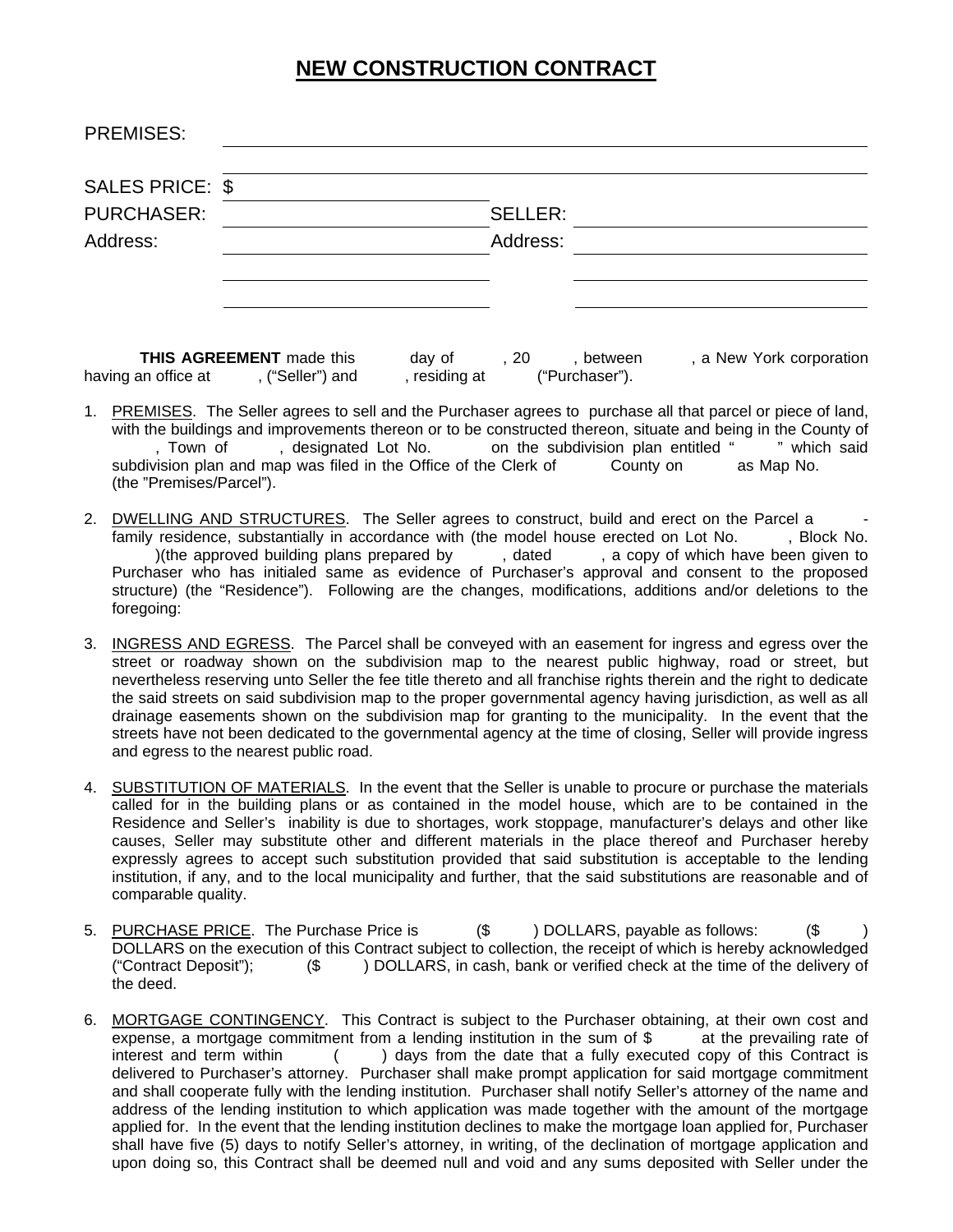# NEW CONSTRUCTION CONTRACT

PREMISES: ____________________________________________

____________________________________________

SALES PRICE: $ ____________________

PURCHASER: ____________________ SELLER: ____________________

Address: ____________________ Address: ____________________

____________________ ____________________

____________________ ____________________

**THIS AGREEMENT** made this day of , 20 , between , a New York corporation having an office at , ("Seller") and , residing at ("Purchaser").

1. PREMISES. The Seller agrees to sell and the Purchaser agrees to purchase all that parcel or piece of land, with the buildings and improvements thereon or to be constructed thereon, situate and being in the County of , Town of , designated Lot No. on the subdivision plan entitled " " which said subdivision plan and map was filed in the Office of the Clerk of County on as Map No. (the "Premises/Parcel").

2. DWELLING AND STRUCTURES. The Seller agrees to construct, build and erect on the Parcel a - family residence, substantially in accordance with (the model house erected on Lot No. , Block No. )(the approved building plans prepared by , dated , a copy of which have been given to Purchaser who has initialed same as evidence of Purchaser's approval and consent to the proposed structure) (the "Residence"). Following are the changes, modifications, additions and/or deletions to the foregoing:

3. INGRESS AND EGRESS. The Parcel shall be conveyed with an easement for ingress and egress over the street or roadway shown on the subdivision map to the nearest public highway, road or street, but nevertheless reserving unto Seller the fee title thereto and all franchise rights therein and the right to dedicate the said streets on said subdivision map to the proper governmental agency having jurisdiction, as well as all drainage easements shown on the subdivision map for granting to the municipality. In the event that the streets have not been dedicated to the governmental agency at the time of closing, Seller will provide ingress and egress to the nearest public road.

4. SUBSTITUTION OF MATERIALS. In the event that the Seller is unable to procure or purchase the materials called for in the building plans or as contained in the model house, which are to be contained in the Residence and Seller's inability is due to shortages, work stoppage, manufacturer's delays and other like causes, Seller may substitute other and different materials in the place thereof and Purchaser hereby expressly agrees to accept such substitution provided that said substitution is acceptable to the lending institution, if any, and to the local municipality and further, that the said substitutions are reasonable and of comparable quality.

5. PURCHASE PRICE. The Purchase Price is ($ ) DOLLARS, payable as follows: ($ ) DOLLARS on the execution of this Contract subject to collection, the receipt of which is hereby acknowledged ("Contract Deposit"); ($ ) DOLLARS, in cash, bank or verified check at the time of the delivery of the deed.

6. MORTGAGE CONTINGENCY. This Contract is subject to the Purchaser obtaining, at their own cost and expense, a mortgage commitment from a lending institution in the sum of $ at the prevailing rate of interest and term within ( ) days from the date that a fully executed copy of this Contract is delivered to Purchaser's attorney. Purchaser shall make prompt application for said mortgage commitment and shall cooperate fully with the lending institution. Purchaser shall notify Seller's attorney of the name and address of the lending institution to which application was made together with the amount of the mortgage applied for. In the event that the lending institution declines to make the mortgage loan applied for, Purchaser shall have five (5) days to notify Seller's attorney, in writing, of the declination of mortgage application and upon doing so, this Contract shall be deemed null and void and any sums deposited with Seller under the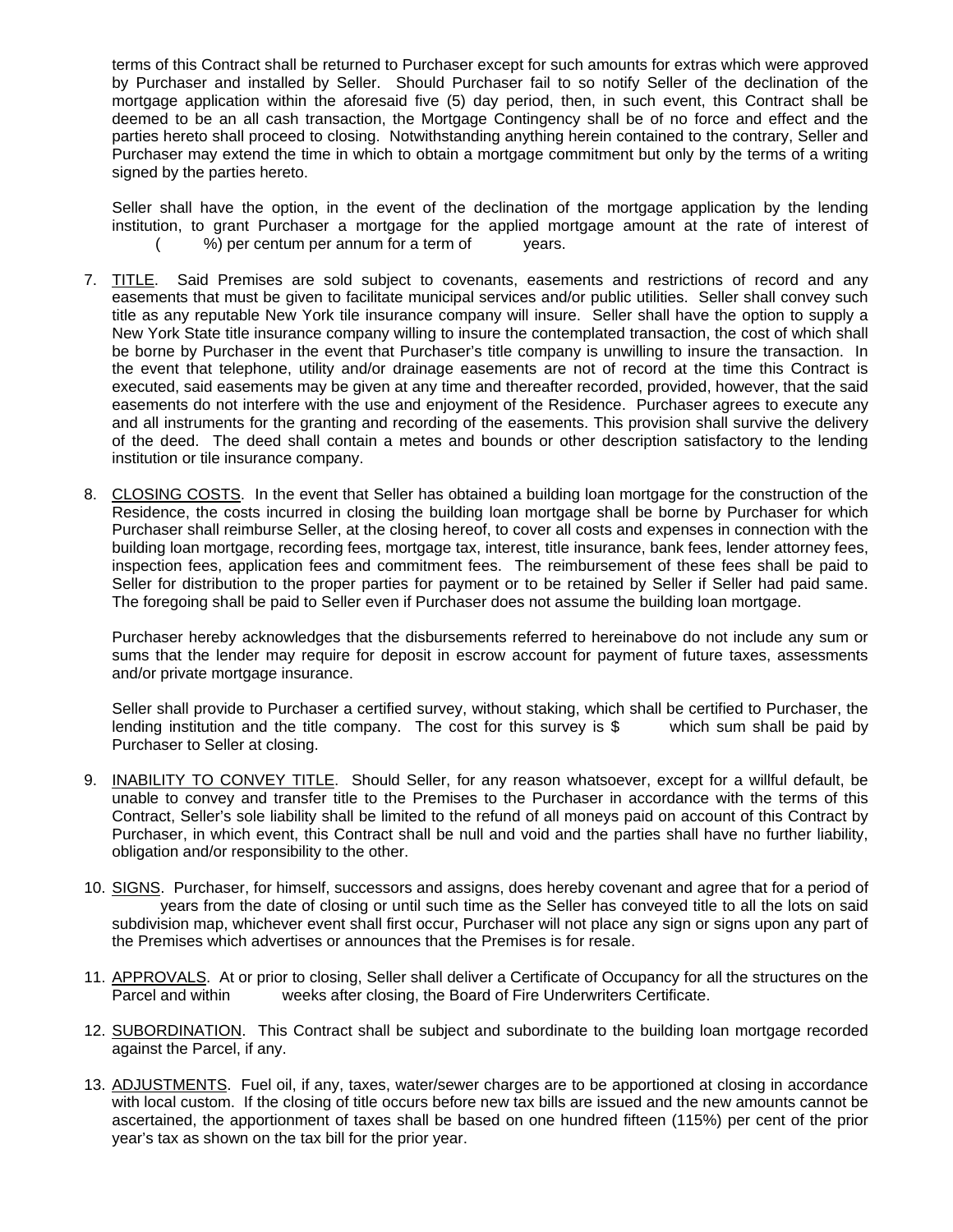terms of this Contract shall be returned to Purchaser except for such amounts for extras which were approved by Purchaser and installed by Seller. Should Purchaser fail to so notify Seller of the declination of the mortgage application within the aforesaid five (5) day period, then, in such event, this Contract shall be deemed to be an all cash transaction, the Mortgage Contingency shall be of no force and effect and the parties hereto shall proceed to closing. Notwithstanding anything herein contained to the contrary, Seller and Purchaser may extend the time in which to obtain a mortgage commitment but only by the terms of a writing signed by the parties hereto.

Seller shall have the option, in the event of the declination of the mortgage application by the lending institution, to grant Purchaser a mortgage for the applied mortgage amount at the rate of interest of ( %) per centum per annum for a term of years.

7. <u>TITLE</u>. Said Premises are sold subject to covenants, easements and restrictions of record and any easements that must be given to facilitate municipal services and/or public utilities. Seller shall convey such title as any reputable New York tile insurance company will insure. Seller shall have the option to supply a New York State title insurance company willing to insure the contemplated transaction, the cost of which shall be borne by Purchaser in the event that Purchaser's title company is unwilling to insure the transaction. In the event that telephone, utility and/or drainage easements are not of record at the time this Contract is executed, said easements may be given at any time and thereafter recorded, provided, however, that the said easements do not interfere with the use and enjoyment of the Residence. Purchaser agrees to execute any and all instruments for the granting and recording of the easements. This provision shall survive the delivery of the deed. The deed shall contain a metes and bounds or other description satisfactory to the lending institution or tile insurance company.

8. <u>CLOSING COSTS</u>. In the event that Seller has obtained a building loan mortgage for the construction of the Residence, the costs incurred in closing the building loan mortgage shall be borne by Purchaser for which Purchaser shall reimburse Seller, at the closing hereof, to cover all costs and expenses in connection with the building loan mortgage, recording fees, mortgage tax, interest, title insurance, bank fees, lender attorney fees, inspection fees, application fees and commitment fees. The reimbursement of these fees shall be paid to Seller for distribution to the proper parties for payment or to be retained by Seller if Seller had paid same. The foregoing shall be paid to Seller even if Purchaser does not assume the building loan mortgage.

   Purchaser hereby acknowledges that the disbursements referred to hereinabove do not include any sum or sums that the lender may require for deposit in escrow account for payment of future taxes, assessments and/or private mortgage insurance.

   Seller shall provide to Purchaser a certified survey, without staking, which shall be certified to Purchaser, the lending institution and the title company. The cost for this survey is $ which sum shall be paid by Purchaser to Seller at closing.

9. <u>INABILITY TO CONVEY TITLE</u>. Should Seller, for any reason whatsoever, except for a willful default, be unable to convey and transfer title to the Premises to the Purchaser in accordance with the terms of this Contract, Seller's sole liability shall be limited to the refund of all moneys paid on account of this Contract by Purchaser, in which event, this Contract shall be null and void and the parties shall have no further liability, obligation and/or responsibility to the other.

10. <u>SIGNS</u>. Purchaser, for himself, successors and assigns, does hereby covenant and agree that for a period of years from the date of closing or until such time as the Seller has conveyed title to all the lots on said subdivision map, whichever event shall first occur, Purchaser will not place any sign or signs upon any part of the Premises which advertises or announces that the Premises is for resale.

11. <u>APPROVALS</u>. At or prior to closing, Seller shall deliver a Certificate of Occupancy for all the structures on the Parcel and within weeks after closing, the Board of Fire Underwriters Certificate.

12. <u>SUBORDINATION</u>. This Contract shall be subject and subordinate to the building loan mortgage recorded against the Parcel, if any.

13. <u>ADJUSTMENTS</u>. Fuel oil, if any, taxes, water/sewer charges are to be apportioned at closing in accordance with local custom. If the closing of title occurs before new tax bills are issued and the new amounts cannot be ascertained, the apportionment of taxes shall be based on one hundred fifteen (115%) per cent of the prior year's tax as shown on the tax bill for the prior year.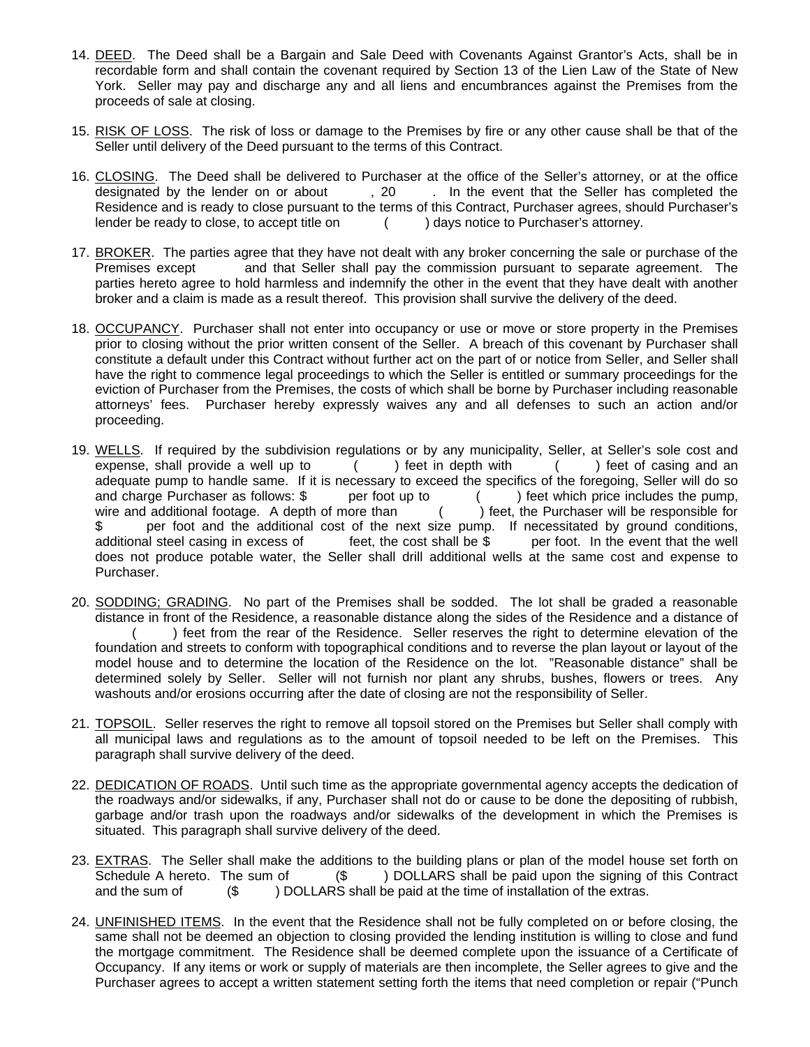14. <u>DEED</u>. The Deed shall be a Bargain and Sale Deed with Covenants Against Grantor's Acts, shall be in recordable form and shall contain the covenant required by Section 13 of the Lien Law of the State of New York. Seller may pay and discharge any and all liens and encumbrances against the Premises from the proceeds of sale at closing.

15. <u>RISK OF LOSS</u>. The risk of loss or damage to the Premises by fire or any other cause shall be that of the Seller until delivery of the Deed pursuant to the terms of this Contract.

16. <u>CLOSING</u>. The Deed shall be delivered to Purchaser at the office of the Seller's attorney, or at the office designated by the lender on or about , 20 . In the event that the Seller has completed the Residence and is ready to close pursuant to the terms of this Contract, Purchaser agrees, should Purchaser's lender be ready to close, to accept title on ( ) days notice to Purchaser's attorney.

17. <u>BROKER</u>. The parties agree that they have not dealt with any broker concerning the sale or purchase of the Premises except and that Seller shall pay the commission pursuant to separate agreement. The parties hereto agree to hold harmless and indemnify the other in the event that they have dealt with another broker and a claim is made as a result thereof. This provision shall survive the delivery of the deed.

18. <u>OCCUPANCY</u>. Purchaser shall not enter into occupancy or use or move or store property in the Premises prior to closing without the prior written consent of the Seller. A breach of this covenant by Purchaser shall constitute a default under this Contract without further act on the part of or notice from Seller, and Seller shall have the right to commence legal proceedings to which the Seller is entitled or summary proceedings for the eviction of Purchaser from the Premises, the costs of which shall be borne by Purchaser including reasonable attorneys' fees. Purchaser hereby expressly waives any and all defenses to such an action and/or proceeding.

19. <u>WELLS</u>. If required by the subdivision regulations or by any municipality, Seller, at Seller's sole cost and expense, shall provide a well up to ( ) feet in depth with ( ) feet of casing and an adequate pump to handle same. If it is necessary to exceed the specifics of the foregoing, Seller will do so and charge Purchaser as follows: $ per foot up to ( ) feet which price includes the pump, wire and additional footage. A depth of more than ( ) feet, the Purchaser will be responsible for $ per foot and the additional cost of the next size pump. If necessitated by ground conditions, additional steel casing in excess of feet, the cost shall be $ per foot. In the event that the well does not produce potable water, the Seller shall drill additional wells at the same cost and expense to Purchaser.

20. <u>SODDING; GRADING</u>. No part of the Premises shall be sodded. The lot shall be graded a reasonable distance in front of the Residence, a reasonable distance along the sides of the Residence and a distance of ( ) feet from the rear of the Residence. Seller reserves the right to determine elevation of the foundation and streets to conform with topographical conditions and to reverse the plan layout or layout of the model house and to determine the location of the Residence on the lot. "Reasonable distance" shall be determined solely by Seller. Seller will not furnish nor plant any shrubs, bushes, flowers or trees. Any washouts and/or erosions occurring after the date of closing are not the responsibility of Seller.

21. <u>TOPSOIL</u>. Seller reserves the right to remove all topsoil stored on the Premises but Seller shall comply with all municipal laws and regulations as to the amount of topsoil needed to be left on the Premises. This paragraph shall survive delivery of the deed.

22. <u>DEDICATION OF ROADS</u>. Until such time as the appropriate governmental agency accepts the dedication of the roadways and/or sidewalks, if any, Purchaser shall not do or cause to be done the depositing of rubbish, garbage and/or trash upon the roadways and/or sidewalks of the development in which the Premises is situated. This paragraph shall survive delivery of the deed.

23. <u>EXTRAS</u>. The Seller shall make the additions to the building plans or plan of the model house set forth on Schedule A hereto. The sum of ($ ) DOLLARS shall be paid upon the signing of this Contract and the sum of ($ ) DOLLARS shall be paid at the time of installation of the extras.

24. <u>UNFINISHED ITEMS</u>. In the event that the Residence shall not be fully completed on or before closing, the same shall not be deemed an objection to closing provided the lending institution is willing to close and fund the mortgage commitment. The Residence shall be deemed complete upon the issuance of a Certificate of Occupancy. If any items or work or supply of materials are then incomplete, the Seller agrees to give and the Purchaser agrees to accept a written statement setting forth the items that need completion or repair ("Punch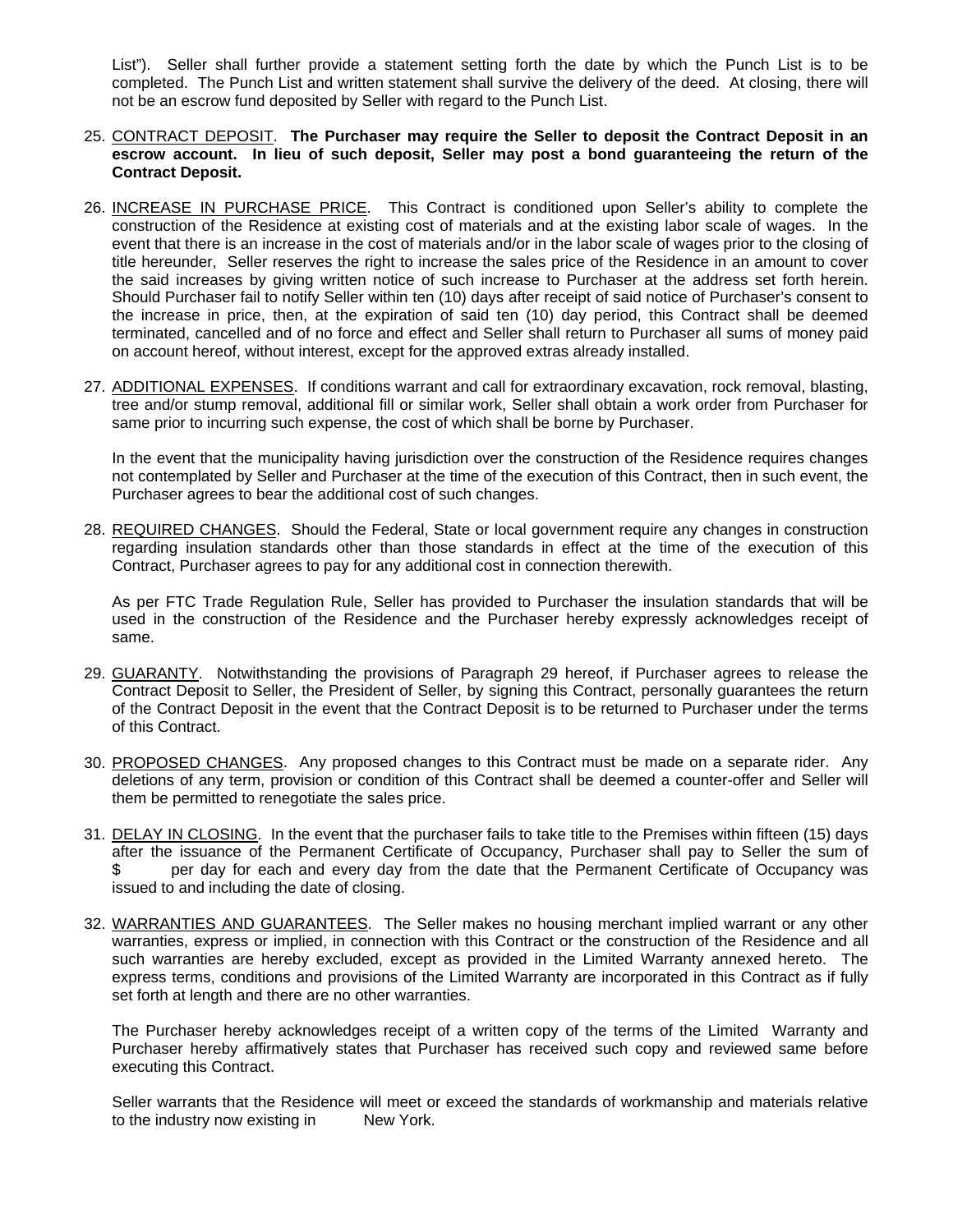List"). Seller shall further provide a statement setting forth the date by which the Punch List is to be completed. The Punch List and written statement shall survive the delivery of the deed. At closing, there will not be an escrow fund deposited by Seller with regard to the Punch List.

25. <u>CONTRACT DEPOSIT</u>. **The Purchaser may require the Seller to deposit the Contract Deposit in an escrow account. In lieu of such deposit, Seller may post a bond guaranteeing the return of the Contract Deposit.**

26. <u>INCREASE IN PURCHASE PRICE</u>. This Contract is conditioned upon Seller's ability to complete the construction of the Residence at existing cost of materials and at the existing labor scale of wages. In the event that there is an increase in the cost of materials and/or in the labor scale of wages prior to the closing of title hereunder, Seller reserves the right to increase the sales price of the Residence in an amount to cover the said increases by giving written notice of such increase to Purchaser at the address set forth herein. Should Purchaser fail to notify Seller within ten (10) days after receipt of said notice of Purchaser's consent to the increase in price, then, at the expiration of said ten (10) day period, this Contract shall be deemed terminated, cancelled and of no force and effect and Seller shall return to Purchaser all sums of money paid on account hereof, without interest, except for the approved extras already installed.

27. <u>ADDITIONAL EXPENSES</u>. If conditions warrant and call for extraordinary excavation, rock removal, blasting, tree and/or stump removal, additional fill or similar work, Seller shall obtain a work order from Purchaser for same prior to incurring such expense, the cost of which shall be borne by Purchaser.

    In the event that the municipality having jurisdiction over the construction of the Residence requires changes not contemplated by Seller and Purchaser at the time of the execution of this Contract, then in such event, the Purchaser agrees to bear the additional cost of such changes.

28. <u>REQUIRED CHANGES</u>. Should the Federal, State or local government require any changes in construction regarding insulation standards other than those standards in effect at the time of the execution of this Contract, Purchaser agrees to pay for any additional cost in connection therewith.

    As per FTC Trade Regulation Rule, Seller has provided to Purchaser the insulation standards that will be used in the construction of the Residence and the Purchaser hereby expressly acknowledges receipt of same.

29. <u>GUARANTY</u>. Notwithstanding the provisions of Paragraph 29 hereof, if Purchaser agrees to release the Contract Deposit to Seller, the President of Seller, by signing this Contract, personally guarantees the return of the Contract Deposit in the event that the Contract Deposit is to be returned to Purchaser under the terms of this Contract.

30. <u>PROPOSED CHANGES</u>. Any proposed changes to this Contract must be made on a separate rider. Any deletions of any term, provision or condition of this Contract shall be deemed a counter-offer and Seller will them be permitted to renegotiate the sales price.

31. <u>DELAY IN CLOSING</u>. In the event that the purchaser fails to take title to the Premises within fifteen (15) days after the issuance of the Permanent Certificate of Occupancy, Purchaser shall pay to Seller the sum of $ per day for each and every day from the date that the Permanent Certificate of Occupancy was issued to and including the date of closing.

32. <u>WARRANTIES AND GUARANTEES</u>. The Seller makes no housing merchant implied warrant or any other warranties, express or implied, in connection with this Contract or the construction of the Residence and all such warranties are hereby excluded, except as provided in the Limited Warranty annexed hereto. The express terms, conditions and provisions of the Limited Warranty are incorporated in this Contract as if fully set forth at length and there are no other warranties.

    The Purchaser hereby acknowledges receipt of a written copy of the terms of the Limited Warranty and Purchaser hereby affirmatively states that Purchaser has received such copy and reviewed same before executing this Contract.

    Seller warrants that the Residence will meet or exceed the standards of workmanship and materials relative to the industry now existing in New York.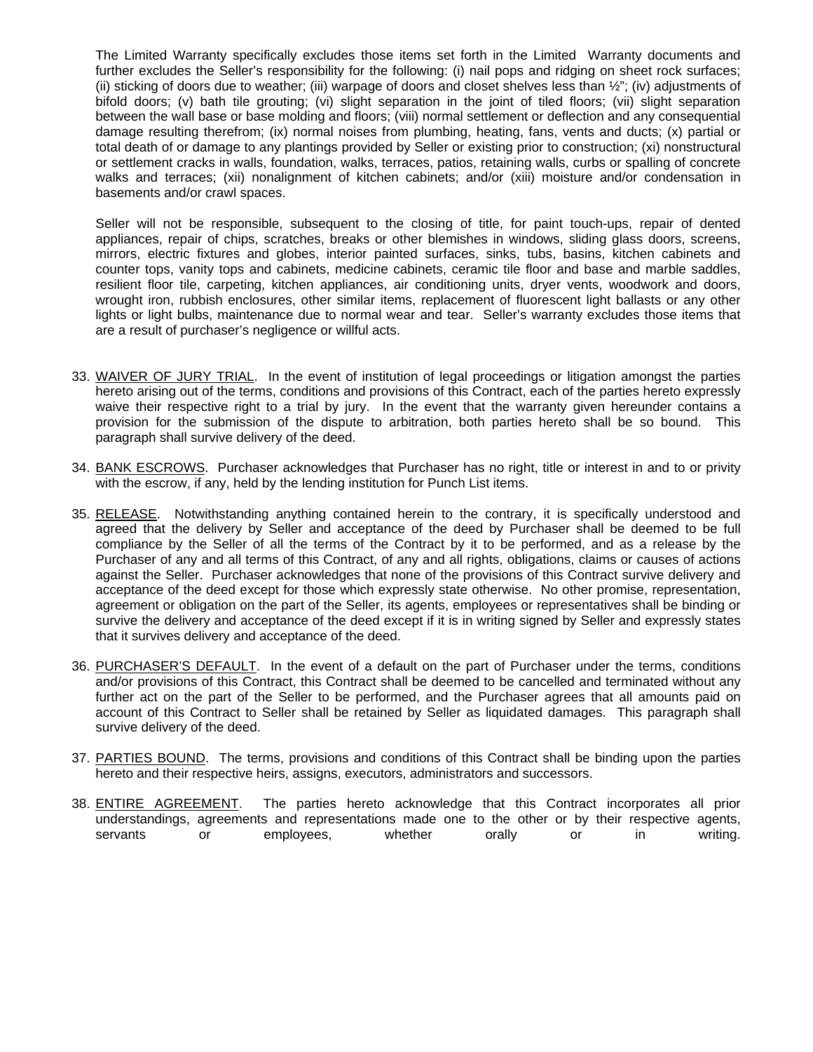The Limited Warranty specifically excludes those items set forth in the Limited Warranty documents and further excludes the Seller's responsibility for the following: (i) nail pops and ridging on sheet rock surfaces; (ii) sticking of doors due to weather; (iii) warpage of doors and closet shelves less than ½"; (iv) adjustments of bifold doors; (v) bath tile grouting; (vi) slight separation in the joint of tiled floors; (vii) slight separation between the wall base or base molding and floors; (viii) normal settlement or deflection and any consequential damage resulting therefrom; (ix) normal noises from plumbing, heating, fans, vents and ducts; (x) partial or total death of or damage to any plantings provided by Seller or existing prior to construction; (xi) nonstructural or settlement cracks in walls, foundation, walks, terraces, patios, retaining walls, curbs or spalling of concrete walks and terraces; (xii) nonalignment of kitchen cabinets; and/or (xiii) moisture and/or condensation in basements and/or crawl spaces.

Seller will not be responsible, subsequent to the closing of title, for paint touch-ups, repair of dented appliances, repair of chips, scratches, breaks or other blemishes in windows, sliding glass doors, screens, mirrors, electric fixtures and globes, interior painted surfaces, sinks, tubs, basins, kitchen cabinets and counter tops, vanity tops and cabinets, medicine cabinets, ceramic tile floor and base and marble saddles, resilient floor tile, carpeting, kitchen appliances, air conditioning units, dryer vents, woodwork and doors, wrought iron, rubbish enclosures, other similar items, replacement of fluorescent light ballasts or any other lights or light bulbs, maintenance due to normal wear and tear. Seller's warranty excludes those items that are a result of purchaser's negligence or willful acts.

33. WAIVER OF JURY TRIAL. In the event of institution of legal proceedings or litigation amongst the parties hereto arising out of the terms, conditions and provisions of this Contract, each of the parties hereto expressly waive their respective right to a trial by jury. In the event that the warranty given hereunder contains a provision for the submission of the dispute to arbitration, both parties hereto shall be so bound. This paragraph shall survive delivery of the deed.

34. BANK ESCROWS. Purchaser acknowledges that Purchaser has no right, title or interest in and to or privity with the escrow, if any, held by the lending institution for Punch List items.

35. RELEASE. Notwithstanding anything contained herein to the contrary, it is specifically understood and agreed that the delivery by Seller and acceptance of the deed by Purchaser shall be deemed to be full compliance by the Seller of all the terms of the Contract by it to be performed, and as a release by the Purchaser of any and all terms of this Contract, of any and all rights, obligations, claims or causes of actions against the Seller. Purchaser acknowledges that none of the provisions of this Contract survive delivery and acceptance of the deed except for those which expressly state otherwise. No other promise, representation, agreement or obligation on the part of the Seller, its agents, employees or representatives shall be binding or survive the delivery and acceptance of the deed except if it is in writing signed by Seller and expressly states that it survives delivery and acceptance of the deed.

36. PURCHASER'S DEFAULT. In the event of a default on the part of Purchaser under the terms, conditions and/or provisions of this Contract, this Contract shall be deemed to be cancelled and terminated without any further act on the part of the Seller to be performed, and the Purchaser agrees that all amounts paid on account of this Contract to Seller shall be retained by Seller as liquidated damages. This paragraph shall survive delivery of the deed.

37. PARTIES BOUND. The terms, provisions and conditions of this Contract shall be binding upon the parties hereto and their respective heirs, assigns, executors, administrators and successors.

38. ENTIRE AGREEMENT. The parties hereto acknowledge that this Contract incorporates all prior understandings, agreements and representations made one to the other or by their respective agents, servants or employees, whether orally or in writing.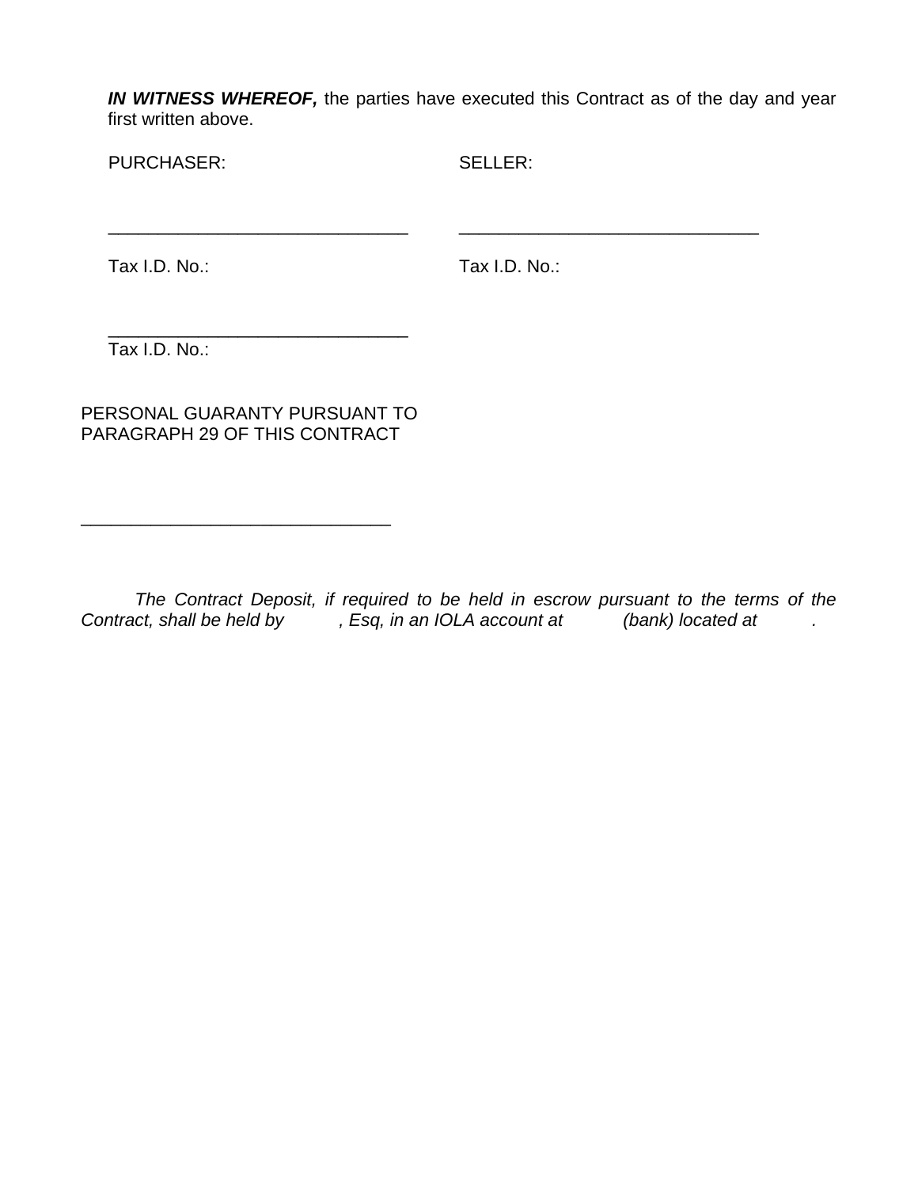***IN WITNESS WHEREOF,*** the parties have executed this Contract as of the day and year first written above.

PURCHASER:

_______________________________

Tax I.D. No.:

_______________________________

Tax I.D. No.:

SELLER:

_______________________________

Tax I.D. No.:

PERSONAL GUARANTY PURSUANT TO PARAGRAPH 29 OF THIS CONTRACT

_______________________________

*The Contract Deposit, if required to be held in escrow pursuant to the terms of the Contract, shall be held by , Esq, in an IOLA account at (bank) located at .*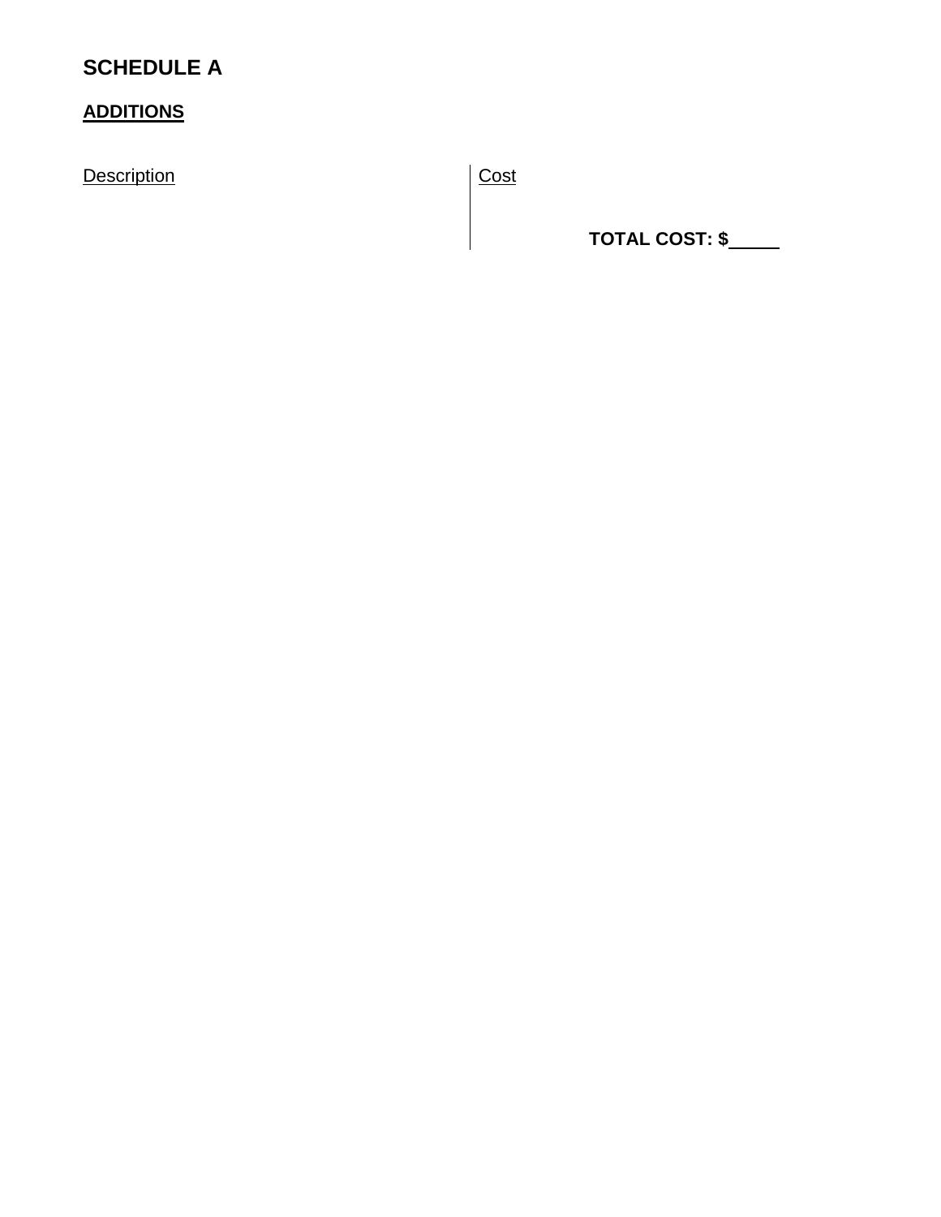# SCHEDULE A

## ADDITIONS

| Description | Cost |
|---|---|
| | |
| | **TOTAL COST: $_____** |